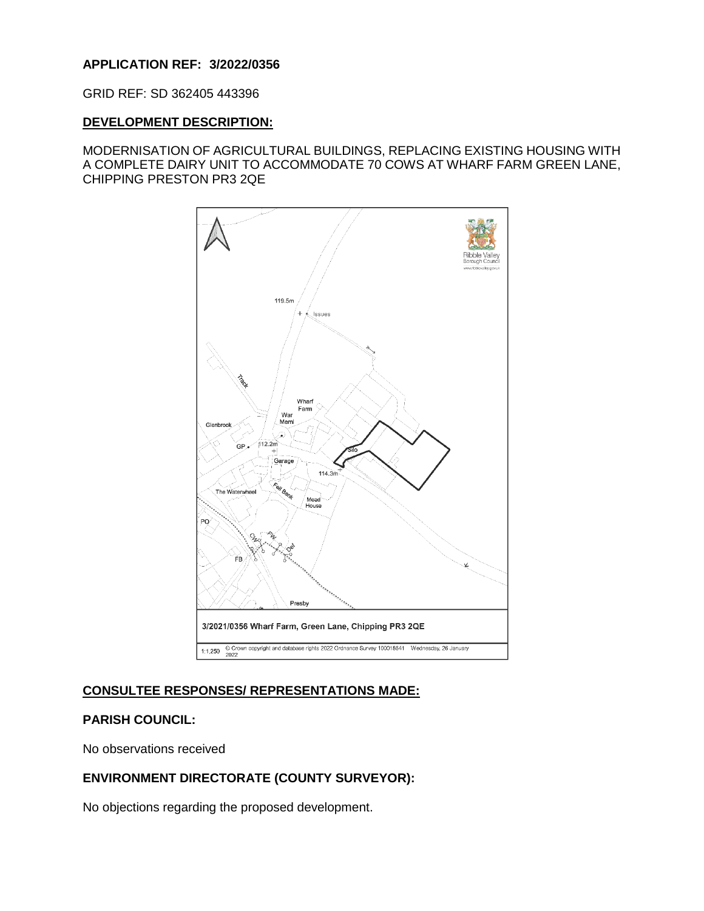**APPLICATION REF: 3/2022/0356**

GRID REF: SD 362405 443396

**DEVELOPMENT DESCRIPTION:**

MODERNISATION OF AGRICULTURAL BUILDINGS, REPLACING EXISTING HOUSING WITH A COMPLETE DAIRY UNIT TO ACCOMMODATE 70 COWS AT WHARF FARM GREEN LANE, CHIPPING PRESTON PR3 2QE

**CONSULTEE RESPONSES/ REPRESENTATIONS MADE:**

**PARISH COUNCIL:**

No observations received

**ENVIRONMENT DIRECTORATE (COUNTY SURVEYOR):**

No objections regarding the proposed development.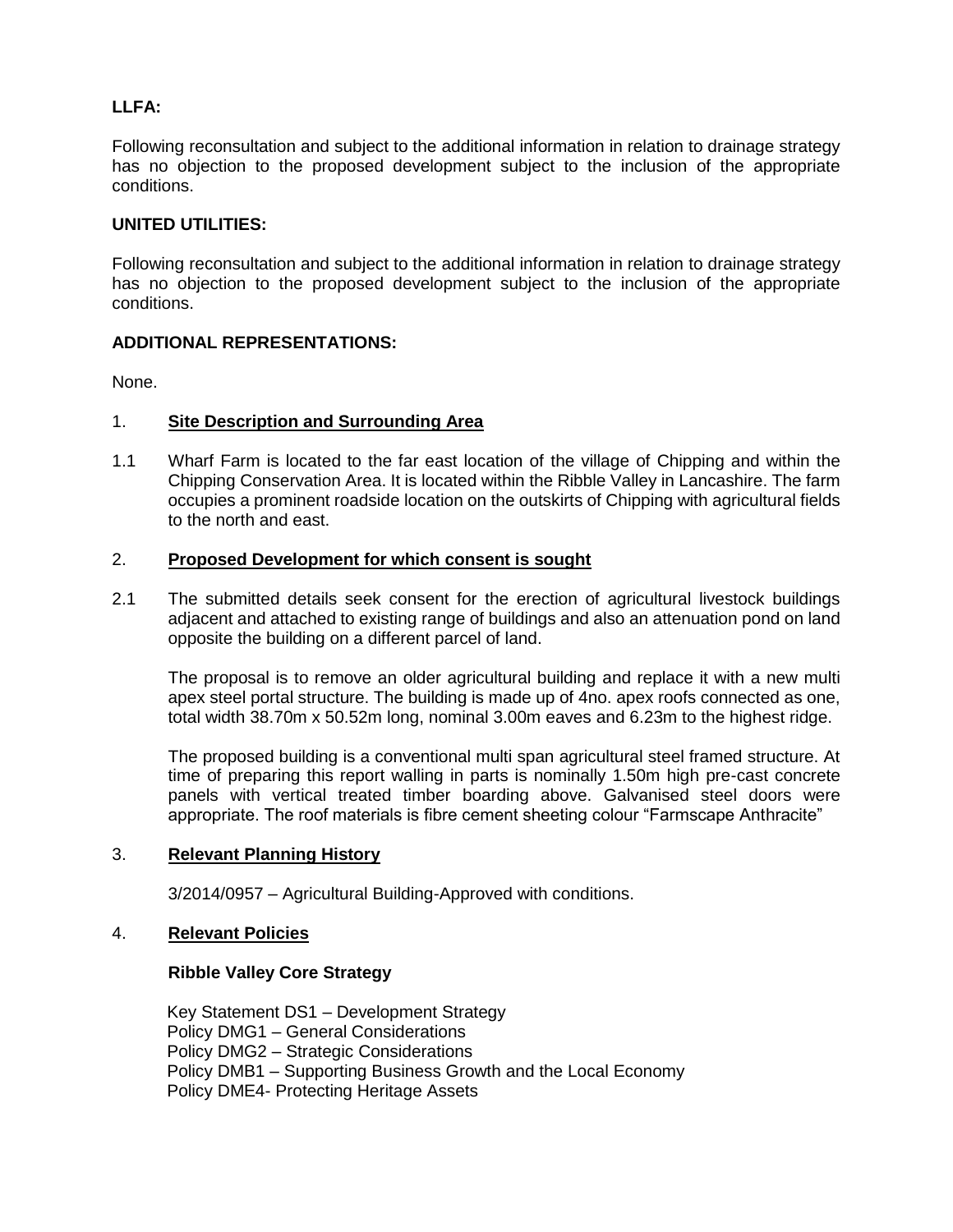**LLFA:**

Following reconsultation and subject to the additional information in relation to drainage strategy has no objection to the proposed development subject to the inclusion of the appropriate conditions.

**UNITED UTILITIES:**

Following reconsultation and subject to the additional information in relation to drainage strategy has no objection to the proposed development subject to the inclusion of the appropriate conditions.

**ADDITIONAL REPRESENTATIONS:**

None.

1. **Site Description and Surrounding Area**

1.1 Wharf Farm is located to the far east location of the village of Chipping and within the Chipping Conservation Area. It is located within the Ribble Valley in Lancashire. The farm occupies a prominent roadside location on the outskirts of Chipping with agricultural fields to the north and east.

2. **Proposed Development for which consent is sought**

2.1 The submitted details seek consent for the erection of agricultural livestock buildings adjacent and attached to existing range of buildings and also an attenuation pond on land opposite the building on a different parcel of land.

The proposal is to remove an older agricultural building and replace it with a new multi apex steel portal structure. The building is made up of 4no. apex roofs connected as one, total width 38.70m x 50.52m long, nominal 3.00m eaves and 6.23m to the highest ridge.

The proposed building is a conventional multi span agricultural steel framed structure. At time of preparing this report walling in parts is nominally 1.50m high pre-cast concrete panels with vertical treated timber boarding above. Galvanised steel doors were appropriate. The roof materials is fibre cement sheeting colour "Farmscape Anthracite"

3. **Relevant Planning History**

3/2014/0957 – Agricultural Building-Approved with conditions.

4. **Relevant Policies**

**Ribble Valley Core Strategy**

Key Statement DS1 – Development Strategy
Policy DMG1 – General Considerations
Policy DMG2 – Strategic Considerations
Policy DMB1 – Supporting Business Growth and the Local Economy
Policy DME4- Protecting Heritage Assets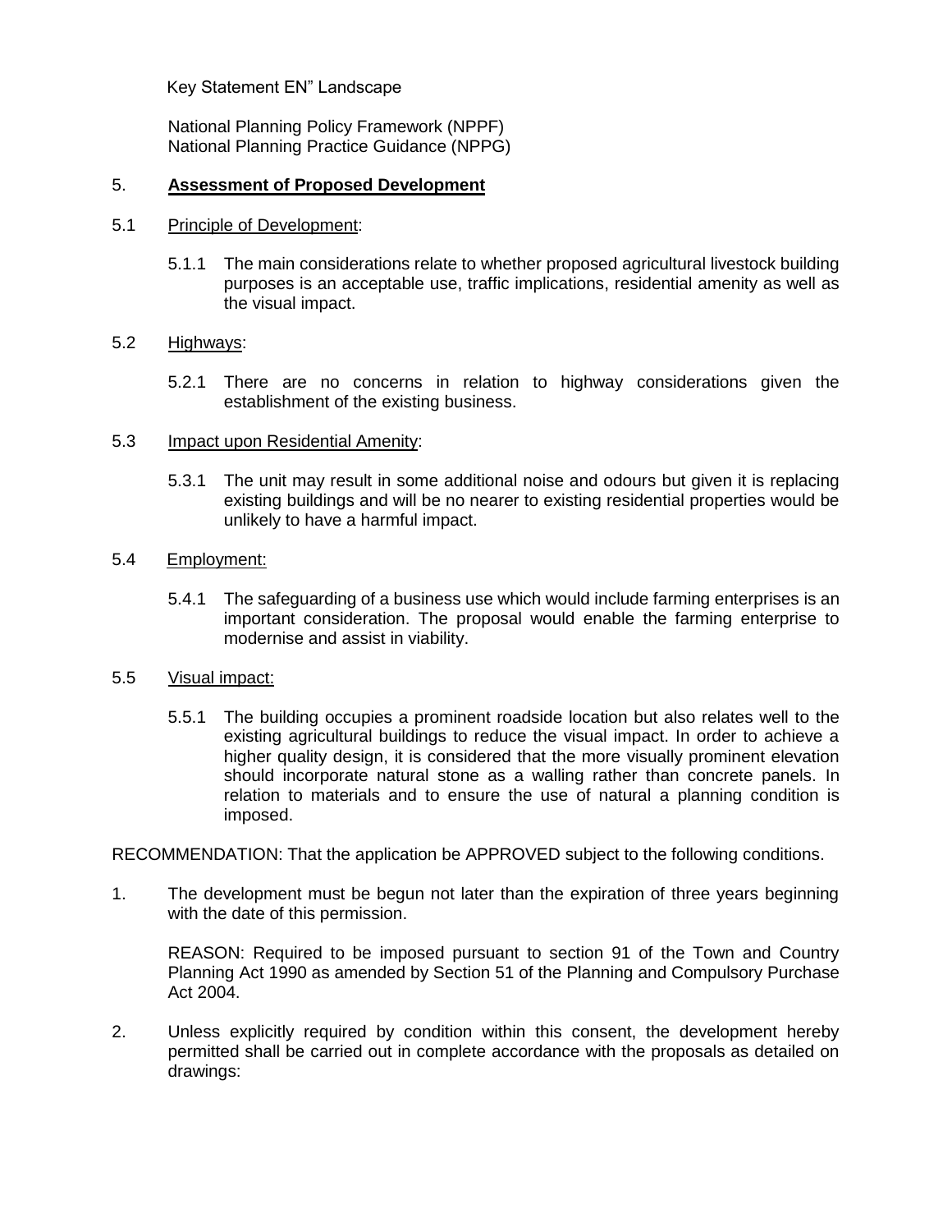Key Statement EN" Landscape

National Planning Policy Framework (NPPF)
National Planning Practice Guidance (NPPG)

## 5. **Assessment of Proposed Development**

### 5.1 Principle of Development:

5.1.1 The main considerations relate to whether proposed agricultural livestock building purposes is an acceptable use, traffic implications, residential amenity as well as the visual impact.

### 5.2 Highways:

5.2.1 There are no concerns in relation to highway considerations given the establishment of the existing business.

### 5.3 Impact upon Residential Amenity:

5.3.1 The unit may result in some additional noise and odours but given it is replacing existing buildings and will be no nearer to existing residential properties would be unlikely to have a harmful impact.

### 5.4 Employment:

5.4.1 The safeguarding of a business use which would include farming enterprises is an important consideration. The proposal would enable the farming enterprise to modernise and assist in viability.

### 5.5 Visual impact:

5.5.1 The building occupies a prominent roadside location but also relates well to the existing agricultural buildings to reduce the visual impact. In order to achieve a higher quality design, it is considered that the more visually prominent elevation should incorporate natural stone as a walling rather than concrete panels. In relation to materials and to ensure the use of natural a planning condition is imposed.

RECOMMENDATION: That the application be APPROVED subject to the following conditions.

1. The development must be begun not later than the expiration of three years beginning with the date of this permission.

   REASON: Required to be imposed pursuant to section 91 of the Town and Country Planning Act 1990 as amended by Section 51 of the Planning and Compulsory Purchase Act 2004.

2. Unless explicitly required by condition within this consent, the development hereby permitted shall be carried out in complete accordance with the proposals as detailed on drawings: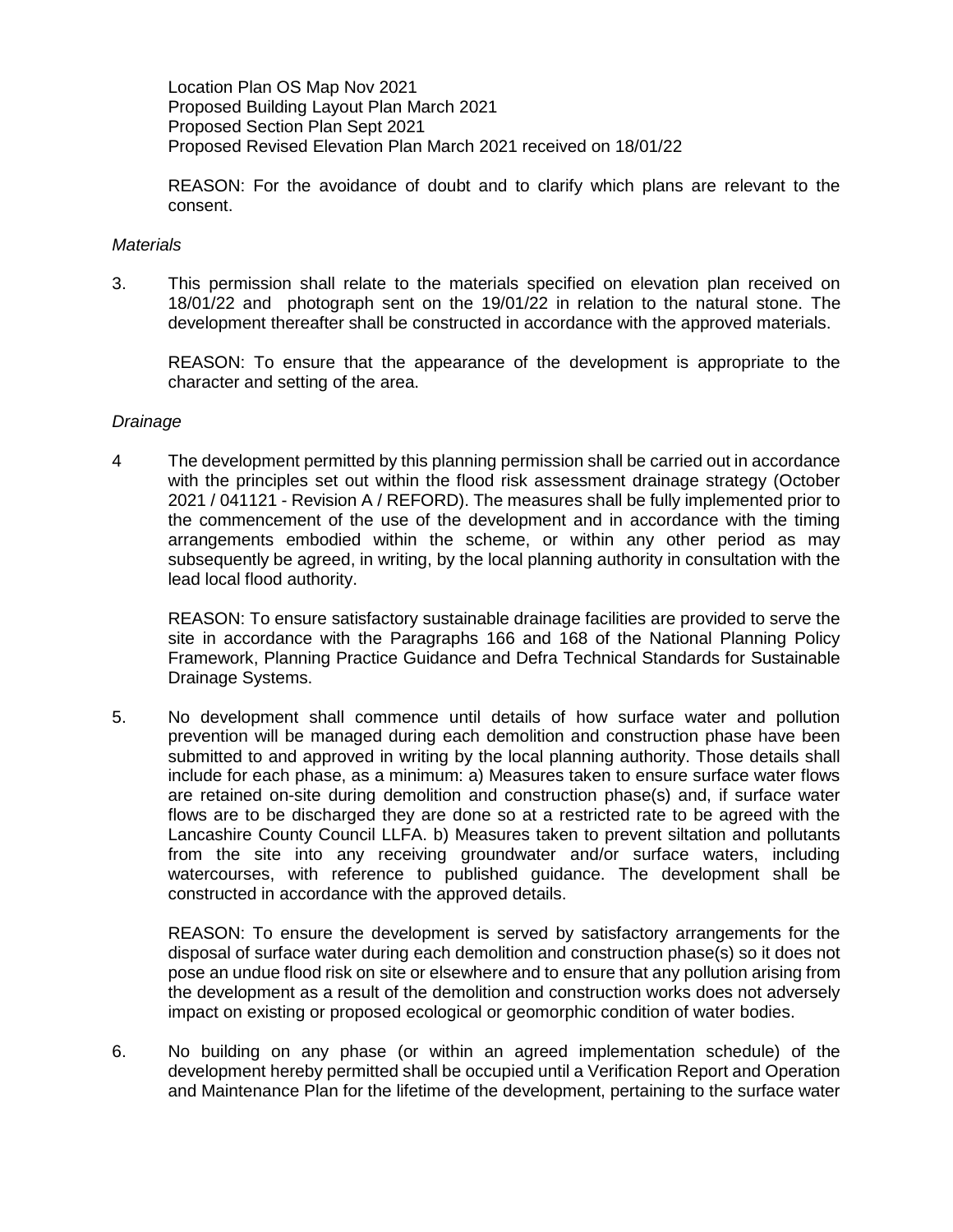Location Plan OS Map Nov 2021
Proposed Building Layout Plan March 2021
Proposed Section Plan Sept 2021
Proposed Revised Elevation Plan March 2021 received on 18/01/22

REASON: For the avoidance of doubt and to clarify which plans are relevant to the consent.

*Materials*

3. This permission shall relate to the materials specified on elevation plan received on 18/01/22 and photograph sent on the 19/01/22 in relation to the natural stone. The development thereafter shall be constructed in accordance with the approved materials.

   REASON: To ensure that the appearance of the development is appropriate to the character and setting of the area.

*Drainage*

4 The development permitted by this planning permission shall be carried out in accordance with the principles set out within the flood risk assessment drainage strategy (October 2021 / 041121 - Revision A / REFORD). The measures shall be fully implemented prior to the commencement of the use of the development and in accordance with the timing arrangements embodied within the scheme, or within any other period as may subsequently be agreed, in writing, by the local planning authority in consultation with the lead local flood authority.

   REASON: To ensure satisfactory sustainable drainage facilities are provided to serve the site in accordance with the Paragraphs 166 and 168 of the National Planning Policy Framework, Planning Practice Guidance and Defra Technical Standards for Sustainable Drainage Systems.

5. No development shall commence until details of how surface water and pollution prevention will be managed during each demolition and construction phase have been submitted to and approved in writing by the local planning authority. Those details shall include for each phase, as a minimum: a) Measures taken to ensure surface water flows are retained on-site during demolition and construction phase(s) and, if surface water flows are to be discharged they are done so at a restricted rate to be agreed with the Lancashire County Council LLFA. b) Measures taken to prevent siltation and pollutants from the site into any receiving groundwater and/or surface waters, including watercourses, with reference to published guidance. The development shall be constructed in accordance with the approved details.

   REASON: To ensure the development is served by satisfactory arrangements for the disposal of surface water during each demolition and construction phase(s) so it does not pose an undue flood risk on site or elsewhere and to ensure that any pollution arising from the development as a result of the demolition and construction works does not adversely impact on existing or proposed ecological or geomorphic condition of water bodies.

6. No building on any phase (or within an agreed implementation schedule) of the development hereby permitted shall be occupied until a Verification Report and Operation and Maintenance Plan for the lifetime of the development, pertaining to the surface water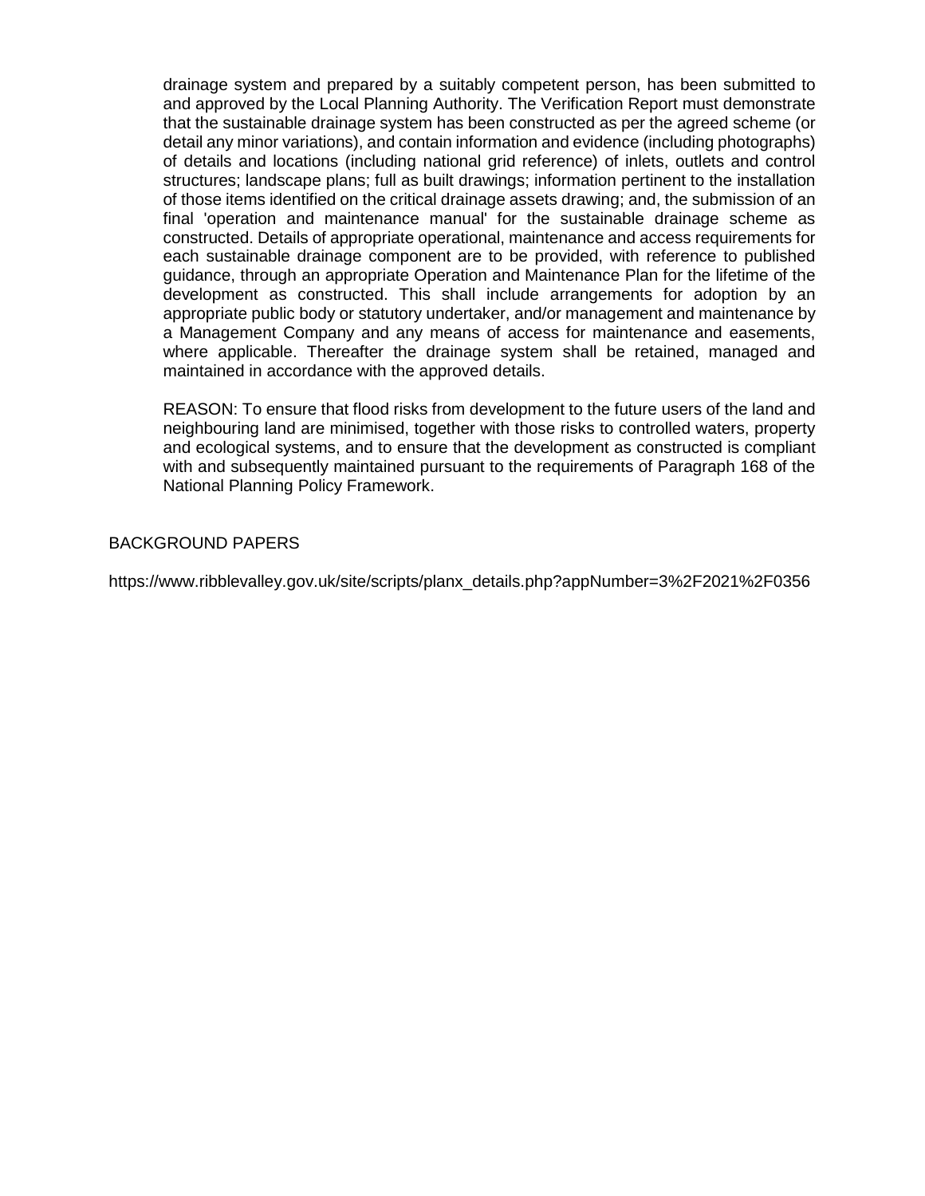drainage system and prepared by a suitably competent person, has been submitted to and approved by the Local Planning Authority. The Verification Report must demonstrate that the sustainable drainage system has been constructed as per the agreed scheme (or detail any minor variations), and contain information and evidence (including photographs) of details and locations (including national grid reference) of inlets, outlets and control structures; landscape plans; full as built drawings; information pertinent to the installation of those items identified on the critical drainage assets drawing; and, the submission of an final 'operation and maintenance manual' for the sustainable drainage scheme as constructed. Details of appropriate operational, maintenance and access requirements for each sustainable drainage component are to be provided, with reference to published guidance, through an appropriate Operation and Maintenance Plan for the lifetime of the development as constructed. This shall include arrangements for adoption by an appropriate public body or statutory undertaker, and/or management and maintenance by a Management Company and any means of access for maintenance and easements, where applicable. Thereafter the drainage system shall be retained, managed and maintained in accordance with the approved details.

REASON: To ensure that flood risks from development to the future users of the land and neighbouring land are minimised, together with those risks to controlled waters, property and ecological systems, and to ensure that the development as constructed is compliant with and subsequently maintained pursuant to the requirements of Paragraph 168 of the National Planning Policy Framework.

BACKGROUND PAPERS

https://www.ribblevalley.gov.uk/site/scripts/planx_details.php?appNumber=3%2F2021%2F0356